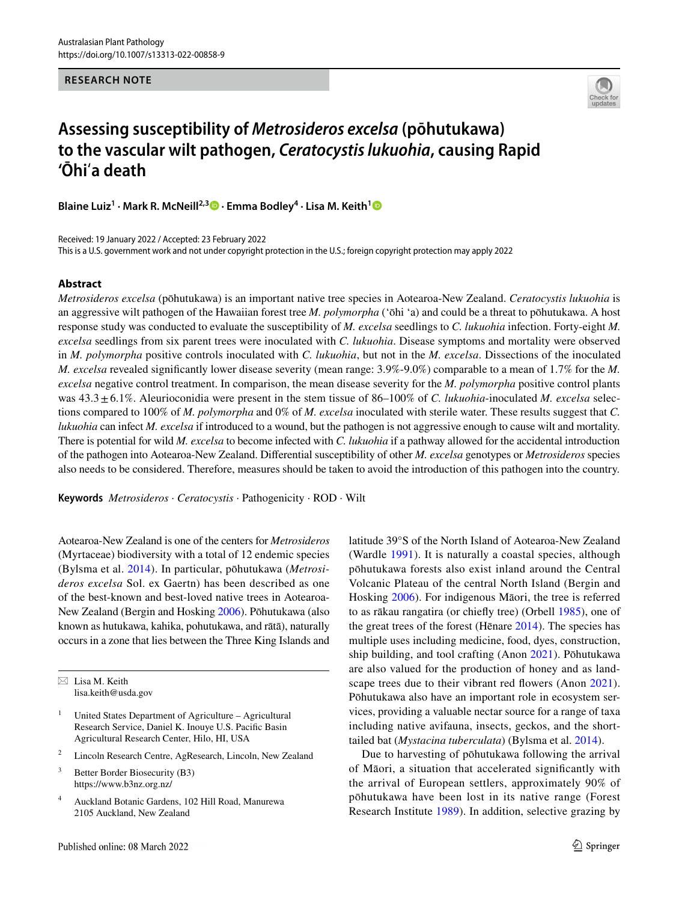RESEARCH NOTE

# Assessing susceptibility of *Metrosideros excelsa* (pōhutukawa) to the vascular wilt pathogen, *Ceratocystis lukuohia*, causing Rapid ʻŌhiʻa death

**Blaine Luiz[1] · Mark R. McNeill[2,3] · Emma Bodley[4] · Lisa M. Keith[1]**

Received: 19 January 2022 / Accepted: 23 February 2022
This is a U.S. government work and not under copyright protection in the U.S.; foreign copyright protection may apply 2022

## Abstract

*Metrosideros excelsa* (pōhutukawa) is an important native tree species in Aotearoa-New Zealand. *Ceratocystis lukuohia* is an aggressive wilt pathogen of the Hawaiian forest tree *M. polymorpha* (ʻōhi ʻa) and could be a threat to pōhutukawa. A host response study was conducted to evaluate the susceptibility of *M. excelsa* seedlings to *C. lukuohia* infection. Forty-eight *M. excelsa* seedlings from six parent trees were inoculated with *C. lukuohia*. Disease symptoms and mortality were observed in *M. polymorpha* positive controls inoculated with *C. lukuohia*, but not in the *M. excelsa*. Dissections of the inoculated *M. excelsa* revealed significantly lower disease severity (mean range: 3.9%-9.0%) comparable to a mean of 1.7% for the *M. excelsa* negative control treatment. In comparison, the mean disease severity for the *M. polymorpha* positive control plants was $43.3 \pm 6.1\%$. Aleurioconidia were present in the stem tissue of 86–100% of *C. lukuohia*-inoculated *M. excelsa* selections compared to 100% of *M. polymorpha* and 0% of *M. excelsa* inoculated with sterile water. These results suggest that *C. lukuohia* can infect *M. excelsa* if introduced to a wound, but the pathogen is not aggressive enough to cause wilt and mortality. There is potential for wild *M. excelsa* to become infected with *C. lukuohia* if a pathway allowed for the accidental introduction of the pathogen into Aotearoa-New Zealand. Differential susceptibility of other *M. excelsa* genotypes or *Metrosideros* species also needs to be considered. Therefore, measures should be taken to avoid the introduction of this pathogen into the country.

**Keywords** *Metrosideros* · *Ceratocystis* · Pathogenicity · ROD · Wilt

Aotearoa-New Zealand is one of the centers for *Metrosideros* (Myrtaceae) biodiversity with a total of 12 endemic species (Bylsma et al. 2014). In particular, pōhutukawa (*Metrosideros excelsa* Sol. ex Gaertn) has been described as one of the best-known and best-loved native trees in Aotearoa-New Zealand (Bergin and Hosking 2006). Pōhutukawa (also known as hutukawa, kahika, pohutukawa, and rātā), naturally occurs in a zone that lies between the Three King Islands and latitude 39°S of the North Island of Aotearoa-New Zealand (Wardle 1991). It is naturally a coastal species, although pōhutukawa forests also exist inland around the Central Volcanic Plateau of the central North Island (Bergin and Hosking 2006). For indigenous Māori, the tree is referred to as rākau rangatira (or chiefly tree) (Orbell 1985), one of the great trees of the forest (Hēnare 2014). The species has multiple uses including medicine, food, dyes, construction, ship building, and tool crafting (Anon 2021). Pōhutukawa are also valued for the production of honey and as landscape trees due to their vibrant red flowers (Anon 2021). Pōhutukawa also have an important role in ecosystem services, providing a valuable nectar source for a range of taxa including native avifauna, insects, geckos, and the short-tailed bat (*Mystacina tuberculata*) (Bylsma et al. 2014).

Due to harvesting of pōhutukawa following the arrival of Māori, a situation that accelerated significantly with the arrival of European settlers, approximately 90% of pōhutukawa have been lost in its native range (Forest Research Institute 1989). In addition, selective grazing by

✉ Lisa M. Keith
lisa.keith@usda.gov

[1] United States Department of Agriculture – Agricultural Research Service, Daniel K. Inouye U.S. Pacific Basin Agricultural Research Center, Hilo, HI, USA

[2] Lincoln Research Centre, AgResearch, Lincoln, New Zealand

[3] Better Border Biosecurity (B3) https://www.b3nz.org.nz/

[4] Auckland Botanic Gardens, 102 Hill Road, Manurewa 2105 Auckland, New Zealand

Published online: 08 March 2022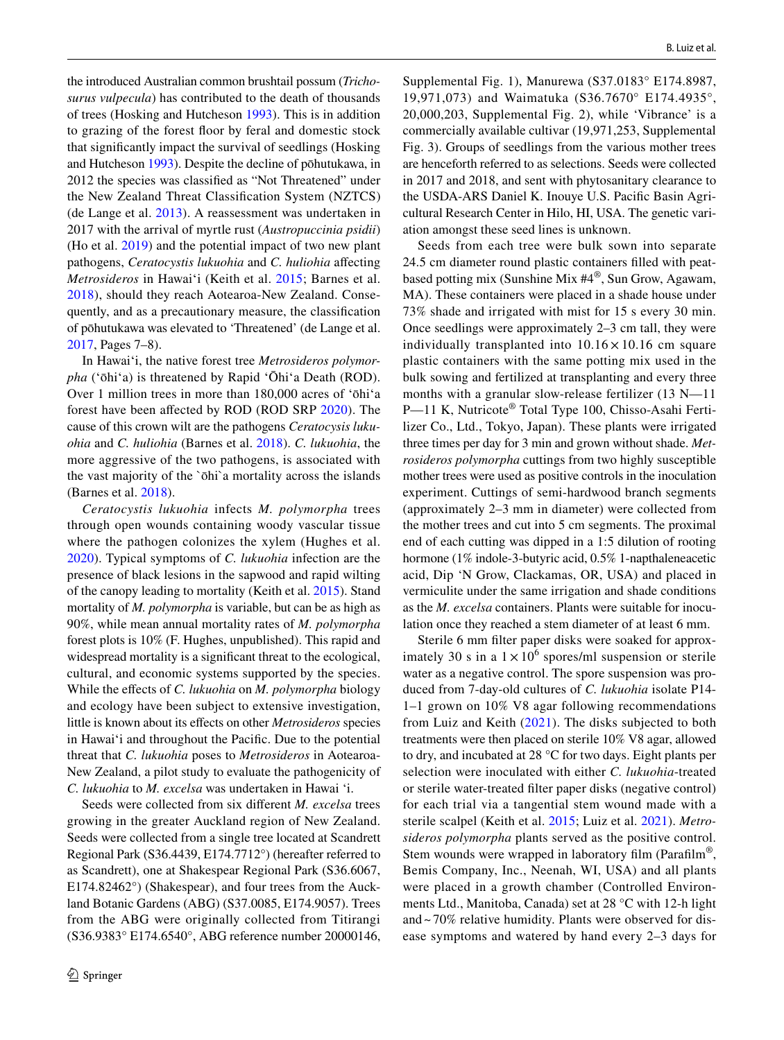the introduced Australian common brushtail possum (*Trichosurus vulpecula*) has contributed to the death of thousands of trees (Hosking and Hutcheson 1993). This is in addition to grazing of the forest floor by feral and domestic stock that significantly impact the survival of seedlings (Hosking and Hutcheson 1993). Despite the decline of pōhutukawa, in 2012 the species was classified as "Not Threatened" under the New Zealand Threat Classification System (NZTCS) (de Lange et al. 2013). A reassessment was undertaken in 2017 with the arrival of myrtle rust (*Austropuccinia psidii*) (Ho et al. 2019) and the potential impact of two new plant pathogens, *Ceratocystis lukuohia* and *C. huliohia* affecting *Metrosideros* in Hawaiʻi (Keith et al. 2015; Barnes et al. 2018), should they reach Aotearoa-New Zealand. Consequently, and as a precautionary measure, the classification of pōhutukawa was elevated to 'Threatened' (de Lange et al. 2017, Pages 7–8).

In Hawaiʻi, the native forest tree *Metrosideros polymorpha* (ʻōhiʻa) is threatened by Rapid ʻŌhiʻa Death (ROD). Over 1 million trees in more than 180,000 acres of ʻōhiʻa forest have been affected by ROD (ROD SRP 2020). The cause of this crown wilt are the pathogens *Ceratocysis lukuohia* and *C. huliohia* (Barnes et al. 2018). *C. lukuohia*, the more aggressive of the two pathogens, is associated with the vast majority of the `ōhi`a mortality across the islands (Barnes et al. 2018).

*Ceratocystis lukuohia* infects *M. polymorpha* trees through open wounds containing woody vascular tissue where the pathogen colonizes the xylem (Hughes et al. 2020). Typical symptoms of *C. lukuohia* infection are the presence of black lesions in the sapwood and rapid wilting of the canopy leading to mortality (Keith et al. 2015). Stand mortality of *M. polymorpha* is variable, but can be as high as 90%, while mean annual mortality rates of *M. polymorpha* forest plots is 10% (F. Hughes, unpublished). This rapid and widespread mortality is a significant threat to the ecological, cultural, and economic systems supported by the species. While the effects of *C. lukuohia* on *M. polymorpha* biology and ecology have been subject to extensive investigation, little is known about its effects on other *Metrosideros* species in Hawaiʻi and throughout the Pacific. Due to the potential threat that *C. lukuohia* poses to *Metrosideros* in Aotearoa-New Zealand, a pilot study to evaluate the pathogenicity of *C. lukuohia* to *M. excelsa* was undertaken in Hawai ʻi.

Seeds were collected from six different *M. excelsa* trees growing in the greater Auckland region of New Zealand. Seeds were collected from a single tree located at Scandrett Regional Park (S36.4439, E174.7712°) (hereafter referred to as Scandrett), one at Shakespear Regional Park (S36.6067, E174.82462°) (Shakespear), and four trees from the Auckland Botanic Gardens (ABG) (S37.0085, E174.9057). Trees from the ABG were originally collected from Titirangi (S36.9383° E174.6540°, ABG reference number 20000146, Supplemental Fig. 1), Manurewa (S37.0183° E174.8987, 19,971,073) and Waimatuka (S36.7670° E174.4935°, 20,000,203, Supplemental Fig. 2), while 'Vibrance' is a commercially available cultivar (19,971,253, Supplemental Fig. 3). Groups of seedlings from the various mother trees are henceforth referred to as selections. Seeds were collected in 2017 and 2018, and sent with phytosanitary clearance to the USDA-ARS Daniel K. Inouye U.S. Pacific Basin Agricultural Research Center in Hilo, HI, USA. The genetic variation amongst these seed lines is unknown.

Seeds from each tree were bulk sown into separate 24.5 cm diameter round plastic containers filled with peat-based potting mix (Sunshine Mix #4®, Sun Grow, Agawam, MA). These containers were placed in a shade house under 73% shade and irrigated with mist for 15 s every 30 min. Once seedlings were approximately 2–3 cm tall, they were individually transplanted into $10.16 \times 10.16$ cm square plastic containers with the same potting mix used in the bulk sowing and fertilized at transplanting and every three months with a granular slow-release fertilizer (13 N—11 P—11 K, Nutricote® Total Type 100, Chisso-Asahi Fertilizer Co., Ltd., Tokyo, Japan). These plants were irrigated three times per day for 3 min and grown without shade. *Metrosideros polymorpha* cuttings from two highly susceptible mother trees were used as positive controls in the inoculation experiment. Cuttings of semi-hardwood branch segments (approximately 2–3 mm in diameter) were collected from the mother trees and cut into 5 cm segments. The proximal end of each cutting was dipped in a 1:5 dilution of rooting hormone (1% indole-3-butyric acid, 0.5% 1-napthaleneacetic acid, Dip 'N Grow, Clackamas, OR, USA) and placed in vermiculite under the same irrigation and shade conditions as the *M. excelsa* containers. Plants were suitable for inoculation once they reached a stem diameter of at least 6 mm.

Sterile 6 mm filter paper disks were soaked for approximately 30 s in a $1 \times 10^6$ spores/ml suspension or sterile water as a negative control. The spore suspension was produced from 7-day-old cultures of *C. lukuohia* isolate P14-1–1 grown on 10% V8 agar following recommendations from Luiz and Keith (2021). The disks subjected to both treatments were then placed on sterile 10% V8 agar, allowed to dry, and incubated at 28 °C for two days. Eight plants per selection were inoculated with either *C. lukuohia*-treated or sterile water-treated filter paper disks (negative control) for each trial via a tangential stem wound made with a sterile scalpel (Keith et al. 2015; Luiz et al. 2021). *Metrosideros polymorpha* plants served as the positive control. Stem wounds were wrapped in laboratory film (Parafilm®, Bemis Company, Inc., Neenah, WI, USA) and all plants were placed in a growth chamber (Controlled Environments Ltd., Manitoba, Canada) set at 28 °C with 12-h light and ~ 70% relative humidity. Plants were observed for disease symptoms and watered by hand every 2–3 days for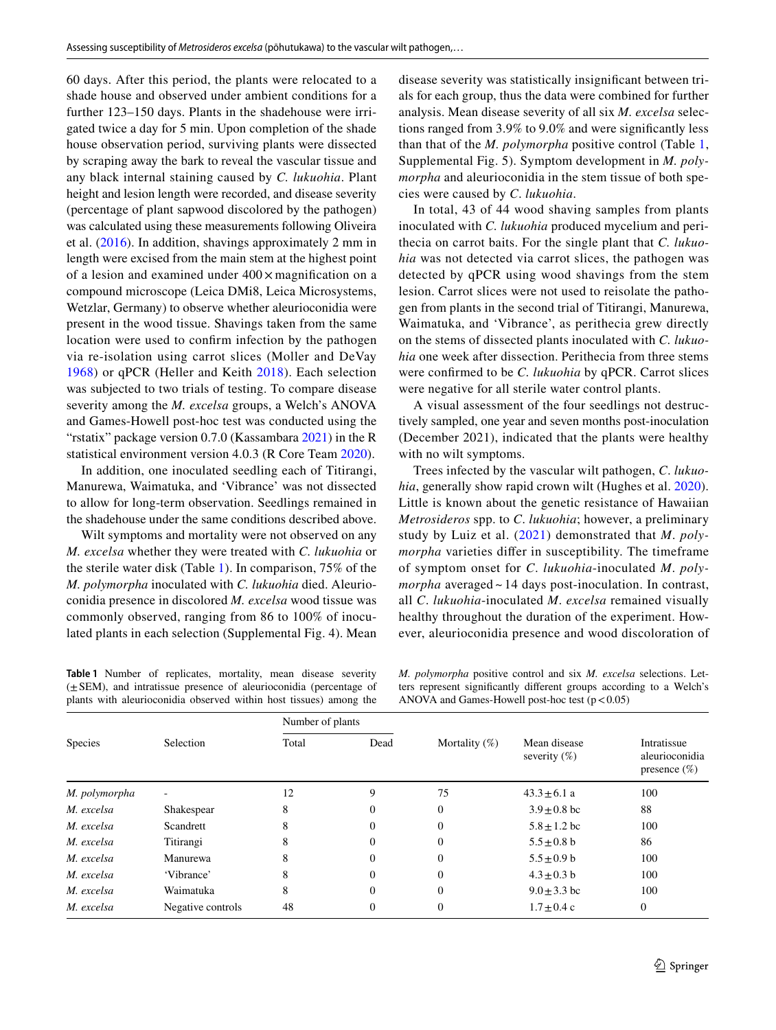60 days. After this period, the plants were relocated to a shade house and observed under ambient conditions for a further 123–150 days. Plants in the shadehouse were irrigated twice a day for 5 min. Upon completion of the shade house observation period, surviving plants were dissected by scraping away the bark to reveal the vascular tissue and any black internal staining caused by *C. lukuohia*. Plant height and lesion length were recorded, and disease severity (percentage of plant sapwood discolored by the pathogen) was calculated using these measurements following Oliveira et al. (2016). In addition, shavings approximately 2 mm in length were excised from the main stem at the highest point of a lesion and examined under 400 × magnification on a compound microscope (Leica DMi8, Leica Microsystems, Wetzlar, Germany) to observe whether aleurioconidia were present in the wood tissue. Shavings taken from the same location were used to confirm infection by the pathogen via re-isolation using carrot slices (Moller and DeVay 1968) or qPCR (Heller and Keith 2018). Each selection was subjected to two trials of testing. To compare disease severity among the *M. excelsa* groups, a Welch's ANOVA and Games-Howell post-hoc test was conducted using the "rstatix" package version 0.7.0 (Kassambara 2021) in the R statistical environment version 4.0.3 (R Core Team 2020).

In addition, one inoculated seedling each of Titirangi, Manurewa, Waimatuka, and 'Vibrance' was not dissected to allow for long-term observation. Seedlings remained in the shadehouse under the same conditions described above.

Wilt symptoms and mortality were not observed on any *M. excelsa* whether they were treated with *C. lukuohia* or the sterile water disk (Table 1). In comparison, 75% of the *M. polymorpha* inoculated with *C. lukuohia* died. Aleurioconidia presence in discolored *M. excelsa* wood tissue was commonly observed, ranging from 86 to 100% of inoculated plants in each selection (Supplemental Fig. 4). Mean disease severity was statistically insignificant between trials for each group, thus the data were combined for further analysis. Mean disease severity of all six *M. excelsa* selections ranged from 3.9% to 9.0% and were significantly less than that of the *M. polymorpha* positive control (Table 1, Supplemental Fig. 5). Symptom development in *M. polymorpha* and aleurioconidia in the stem tissue of both species were caused by *C. lukuohia*.

In total, 43 of 44 wood shaving samples from plants inoculated with *C. lukuohia* produced mycelium and perithecia on carrot baits. For the single plant that *C. lukuohia* was not detected via carrot slices, the pathogen was detected by qPCR using wood shavings from the stem lesion. Carrot slices were not used to reisolate the pathogen from plants in the second trial of Titirangi, Manurewa, Waimatuka, and 'Vibrance', as perithecia grew directly on the stems of dissected plants inoculated with *C. lukuohia* one week after dissection. Perithecia from three stems were confirmed to be *C. lukuohia* by qPCR. Carrot slices were negative for all sterile water control plants.

A visual assessment of the four seedlings not destructively sampled, one year and seven months post-inoculation (December 2021), indicated that the plants were healthy with no wilt symptoms.

Trees infected by the vascular wilt pathogen, *C. lukuohia*, generally show rapid crown wilt (Hughes et al. 2020). Little is known about the genetic resistance of Hawaiian *Metrosideros* spp. to *C. lukuohia*; however, a preliminary study by Luiz et al. (2021) demonstrated that *M. polymorpha* varieties differ in susceptibility. The timeframe of symptom onset for *C. lukuohia*-inoculated *M. polymorpha* averaged ~ 14 days post-inoculation. In contrast, all *C. lukuohia*-inoculated *M. excelsa* remained visually healthy throughout the duration of the experiment. However, aleurioconidia presence and wood discoloration of

**Table 1** Number of replicates, mortality, mean disease severity (± SEM), and intratissue presence of aleurioconidia (percentage of plants with aleurioconidia observed within host tissues) among the *M. polymorpha* positive control and six *M. excelsa* selections. Letters represent significantly different groups according to a Welch's ANOVA and Games-Howell post-hoc test ($p < 0.05$)

| Species | Selection | Number of plants | | Mortality (%) | Mean disease severity (%) | Intratissue aleurioconidia presence (%) |
|---|---|---|---|---|---|---|
| | | Total | Dead | | | |
| *M. polymorpha* | - | 12 | 9 | 75 | 43.3 ± 6.1 a | 100 |
| *M. excelsa* | Shakespear | 8 | 0 | 0 | 3.9 ± 0.8 bc | 88 |
| *M. excelsa* | Scandrett | 8 | 0 | 0 | 5.8 ± 1.2 bc | 100 |
| *M. excelsa* | Titirangi | 8 | 0 | 0 | 5.5 ± 0.8 b | 86 |
| *M. excelsa* | Manurewa | 8 | 0 | 0 | 5.5 ± 0.9 b | 100 |
| *M. excelsa* | 'Vibrance' | 8 | 0 | 0 | 4.3 ± 0.3 b | 100 |
| *M. excelsa* | Waimatuka | 8 | 0 | 0 | 9.0 ± 3.3 bc | 100 |
| *M. excelsa* | Negative controls | 48 | 0 | 0 | 1.7 ± 0.4 c | 0 |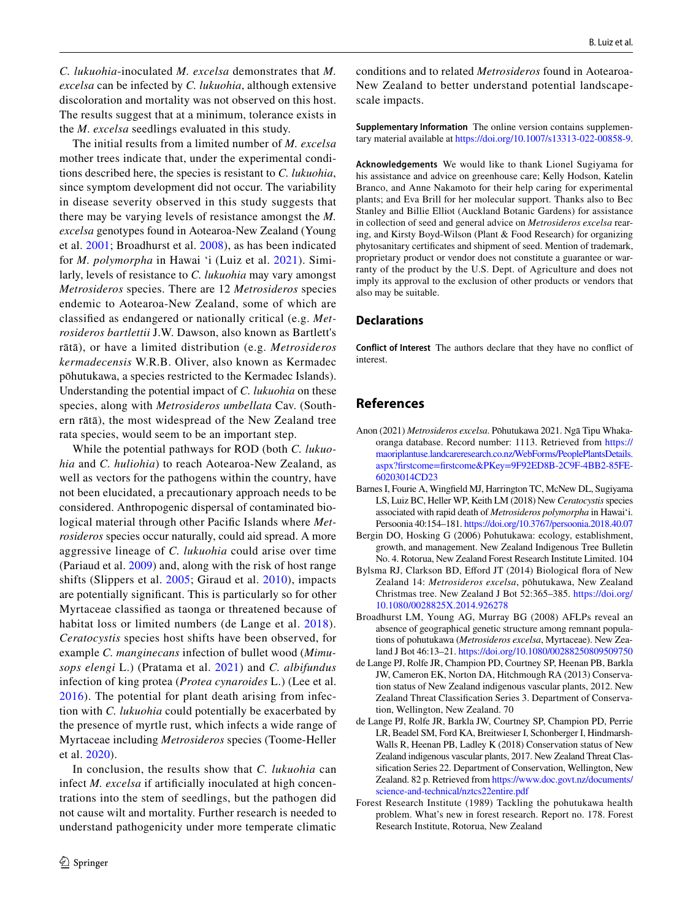*C. lukuohia*-inoculated *M. excelsa* demonstrates that *M. excelsa* can be infected by *C. lukuohia*, although extensive discoloration and mortality was not observed on this host. The results suggest that at a minimum, tolerance exists in the *M. excelsa* seedlings evaluated in this study.

The initial results from a limited number of *M. excelsa* mother trees indicate that, under the experimental conditions described here, the species is resistant to *C. lukuohia*, since symptom development did not occur. The variability in disease severity observed in this study suggests that there may be varying levels of resistance amongst the *M. excelsa* genotypes found in Aotearoa-New Zealand (Young et al. 2001; Broadhurst et al. 2008), as has been indicated for *M. polymorpha* in Hawai 'i (Luiz et al. 2021). Similarly, levels of resistance to *C. lukuohia* may vary amongst *Metrosideros* species. There are 12 *Metrosideros* species endemic to Aotearoa-New Zealand, some of which are classified as endangered or nationally critical (e.g. *Metrosideros bartlettii* J.W. Dawson, also known as Bartlett's rātā), or have a limited distribution (e.g. *Metrosideros kermadecensis* W.R.B. Oliver, also known as Kermadec pōhutukawa, a species restricted to the Kermadec Islands). Understanding the potential impact of *C. lukuohia* on these species, along with *Metrosideros umbellata* Cav. (Southern rātā), the most widespread of the New Zealand tree rata species, would seem to be an important step.

While the potential pathways for ROD (both *C. lukuohia* and *C. huliohia*) to reach Aotearoa-New Zealand, as well as vectors for the pathogens within the country, have not been elucidated, a precautionary approach needs to be considered. Anthropogenic dispersal of contaminated biological material through other Pacific Islands where *Metrosideros* species occur naturally, could aid spread. A more aggressive lineage of *C. lukuohia* could arise over time (Pariaud et al. 2009) and, along with the risk of host range shifts (Slippers et al. 2005; Giraud et al. 2010), impacts are potentially significant. This is particularly so for other Myrtaceae classified as taonga or threatened because of habitat loss or limited numbers (de Lange et al. 2018). *Ceratocystis* species host shifts have been observed, for example *C. manginecans* infection of bullet wood (*Mimusops elengi* L.) (Pratama et al. 2021) and *C. albifundus* infection of king protea (*Protea cynaroides* L.) (Lee et al. 2016). The potential for plant death arising from infection with *C. lukuohia* could potentially be exacerbated by the presence of myrtle rust, which infects a wide range of Myrtaceae including *Metrosideros* species (Toome-Heller et al. 2020).

In conclusion, the results show that *C. lukuohia* can infect *M. excelsa* if artificially inoculated at high concentrations into the stem of seedlings, but the pathogen did not cause wilt and mortality. Further research is needed to understand pathogenicity under more temperate climatic conditions and to related *Metrosideros* found in Aotearoa-New Zealand to better understand potential landscape-scale impacts.

**Supplementary Information** The online version contains supplementary material available at https://doi.org/10.1007/s13313-022-00858-9.

**Acknowledgements** We would like to thank Lionel Sugiyama for his assistance and advice on greenhouse care; Kelly Hodson, Katelin Branco, and Anne Nakamoto for their help caring for experimental plants; and Eva Brill for her molecular support. Thanks also to Bec Stanley and Billie Elliot (Auckland Botanic Gardens) for assistance in collection of seed and general advice on *Metrosideros excelsa* rearing, and Kirsty Boyd-Wilson (Plant & Food Research) for organizing phytosanitary certificates and shipment of seed. Mention of trademark, proprietary product or vendor does not constitute a guarantee or warranty of the product by the U.S. Dept. of Agriculture and does not imply its approval to the exclusion of other products or vendors that also may be suitable.

## Declarations

**Conflict of Interest** The authors declare that they have no conflict of interest.

## References

Anon (2021) *Metrosideros excelsa*. Pōhutukawa 2021. Ngā Tipu Whakaoranga database. Record number: 1113. Retrieved from https://maoriplantuse.landcareresearch.co.nz/WebForms/PeoplePlantsDetails.aspx?firstcome=firstcome&PKey=9F92ED8B-2C9F-4BB2-85FE-60203014CD23

Barnes I, Fourie A, Wingfield MJ, Harrington TC, McNew DL, Sugiyama LS, Luiz BC, Heller WP, Keith LM (2018) New *Ceratocystis* species associated with rapid death of *Metrosideros polymorpha* in Hawai'i. Persoonia 40:154–181. https://doi.org/10.3767/persoonia.2018.40.07

Bergin DO, Hosking G (2006) Pohutukawa: ecology, establishment, growth, and management. New Zealand Indigenous Tree Bulletin No. 4. Rotorua, New Zealand Forest Research Institute Limited. 104

Bylsma RJ, Clarkson BD, Efford JT (2014) Biological flora of New Zealand 14: *Metrosideros excelsa*, pōhutukawa, New Zealand Christmas tree. New Zealand J Bot 52:365–385. https://doi.org/10.1080/0028825X.2014.926278

Broadhurst LM, Young AG, Murray BG (2008) AFLPs reveal an absence of geographical genetic structure among remnant populations of pohutukawa (*Metrosideros excelsa*, Myrtaceae). New Zealand J Bot 46:13–21. https://doi.org/10.1080/00288250809509750

de Lange PJ, Rolfe JR, Champion PD, Courtney SP, Heenan PB, Barkla JW, Cameron EK, Norton DA, Hitchmough RA (2013) Conservation status of New Zealand indigenous vascular plants, 2012. New Zealand Threat Classification Series 3. Department of Conservation, Wellington, New Zealand. 70

de Lange PJ, Rolfe JR, Barkla JW, Courtney SP, Champion PD, Perrie LR, Beadel SM, Ford KA, Breitwieser I, Schonberger I, Hindmarsh-Walls R, Heenan PB, Ladley K (2018) Conservation status of New Zealand indigenous vascular plants, 2017. New Zealand Threat Classification Series 22. Department of Conservation, Wellington, New Zealand. 82 p. Retrieved from https://www.doc.govt.nz/documents/science-and-technical/nztcs22entire.pdf

Forest Research Institute (1989) Tackling the pohutukawa health problem. What's new in forest research. Report no. 178. Forest Research Institute, Rotorua, New Zealand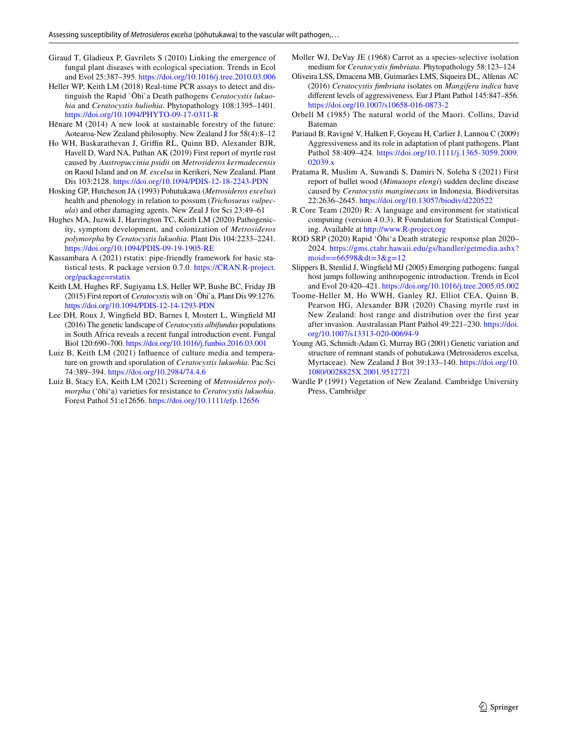Giraud T, Gladieux P, Gavrilets S (2010) Linking the emergence of fungal plant diseases with ecological speciation. Trends in Ecol and Evol 25:387–395. https://doi.org/10.1016/j.tree.2010.03.006

Heller WP, Keith LM (2018) Real-time PCR assays to detect and distinguish the Rapid `Ōhi`a Death pathogens *Ceratocystis lukuohia* and *Ceratocystis huliohia*. Phytopathology 108:1395–1401. https://doi.org/10.1094/PHYTO-09-17-0311-R

Hēnare M (2014) A new look at sustainable forestry of the future: Aotearoa-New Zealand philosophy. New Zealand J for 58(4):8–12

Ho WH, Baskarathevan J, Griffin RL, Quinn BD, Alexander BJR, Havell D, Ward NA, Pathan AK (2019) First report of myrtle rust caused by *Austropuccinia psidii* on *Metrosideros kermadecensis* on Raoul Island and on *M. excelsa* in Kerikeri, New Zealand. Plant Dis 103:2128. https://doi.org/10.1094/PDIS-12-18-2243-PDN

Hosking GP, Hutcheson JA (1993) Pohutukawa (*Metrosideros excelsa*) health and phenology in relation to possum (*Trichosurus vulpecula*) and other damaging agents. New Zeal J for Sci 23:49–61

Hughes MA, Juzwik J, Harrington TC, Keith LM (2020) Pathogenicity, symptom development, and colonization of *Metrosideros polymorpha* by *Ceratocystis lukuohia*. Plant Dis 104:2233–2241. https://doi.org/10.1094/PDIS-09-19-1905-RE

Kassambara A (2021) rstatix: pipe-friendly framework for basic statistical tests. R package version 0.7.0. https://CRAN.R-project.org/package=rstatix

Keith LM, Hughes RF, Sugiyama LS, Heller WP, Bushe BC, Friday JB (2015) First report of *Ceratocystis* wilt on `Ōhi`a. Plant Dis 99:1276. https://doi.org/10.1094/PDIS-12-14-1293-PDN

Lee DH, Roux J, Wingfield BD, Barnes I, Mostert L, Wingfield MJ (2016) The genetic landscape of *Ceratocystis albifundus* populations in South Africa reveals a recent fungal introduction event. Fungal Biol 120:690–700. https://doi.org/10.1016/j.funbio.2016.03.001

Luiz B, Keith LM (2021) Influence of culture media and temperature on growth and sporulation of *Ceratocystis lukuohia*. Pac Sci 74:389–394. https://doi.org/10.2984/74.4.6

Luiz B, Stacy EA, Keith LM (2021) Screening of *Metrosideros polymorpha* (ʻōhiʻa) varieties for resistance to *Ceratocystis lukuohia*. Forest Pathol 51:e12656. https://doi.org/10.1111/efp.12656

Moller WJ, DeVay JE (1968) Carrot as a species-selective isolation medium for *Ceratocystis fimbriata*. Phytopathology 58:123–124

Oliveira LSS, Dmacena MB, Guimarães LMS, Siqueira DL, Alfenas AC (2016) *Ceratocystis fimbriata* isolates on *Mangifera indica* have different levels of aggressiveness. Eur J Plant Pathol 145:847–856. https://doi.org/10.1007/s10658-016-0873-2

Orbell M (1985) The natural world of the Maori. Collins, David Bateman

Pariaud B, Ravigné V, Halkett F, Goyeau H, Carlier J, Lannou C (2009) Aggressiveness and its role in adaptation of plant pathogens. Plant Pathol 58:409–424. https://doi.org/10.1111/j.1365-3059.2009.02039.x

Pratama R, Muslim A, Suwandi S, Damiri N, Soleha S (2021) First report of bullet wood (*Mimusops elengi*) sudden decline disease caused by *Ceratocystis manginecans* in Indonesia. Biodiversitas 22:2636–2645. https://doi.org/10.13057/biodiv/d220522

R Core Team (2020) R: A language and environment for statistical computing (version 4.0.3). R Foundation for Statistical Computing. Available at http://www.R-project.org

ROD SRP (2020) Rapid ʻŌhiʻa Death strategic response plan 2020–2024. https://gms.ctahr.hawaii.edu/gs/handler/getmedia.ashx?moid==66598&dt=3&g=12

Slippers B, Stenlid J, Wingfield MJ (2005) Emerging pathogens: fungal host jumps following anthropogenic introduction. Trends in Ecol and Evol 20:420–421. https://doi.org/10.1016/j.tree.2005.05.002

Toome-Heller M, Ho WWH, Ganley RJ, Elliot CEA, Quinn B, Pearson HG, Alexander BJR (2020) Chasing myrtle rust in New Zealand: host range and distribution over the first year after invasion. Australasian Plant Pathol 49:221–230. https://doi.org/10.1007/s13313-020-00694-9

Young AG, Schmidt-Adam G, Murray BG (2001) Genetic variation and structure of remnant stands of pohutukawa (Metrosideros excelsa, Myrtaceae). New Zealand J Bot 39:133–140. https://doi.org/10.1080/0028825X.2001.9512721

Wardle P (1991) Vegetation of New Zealand. Cambridge University Press, Cambridge